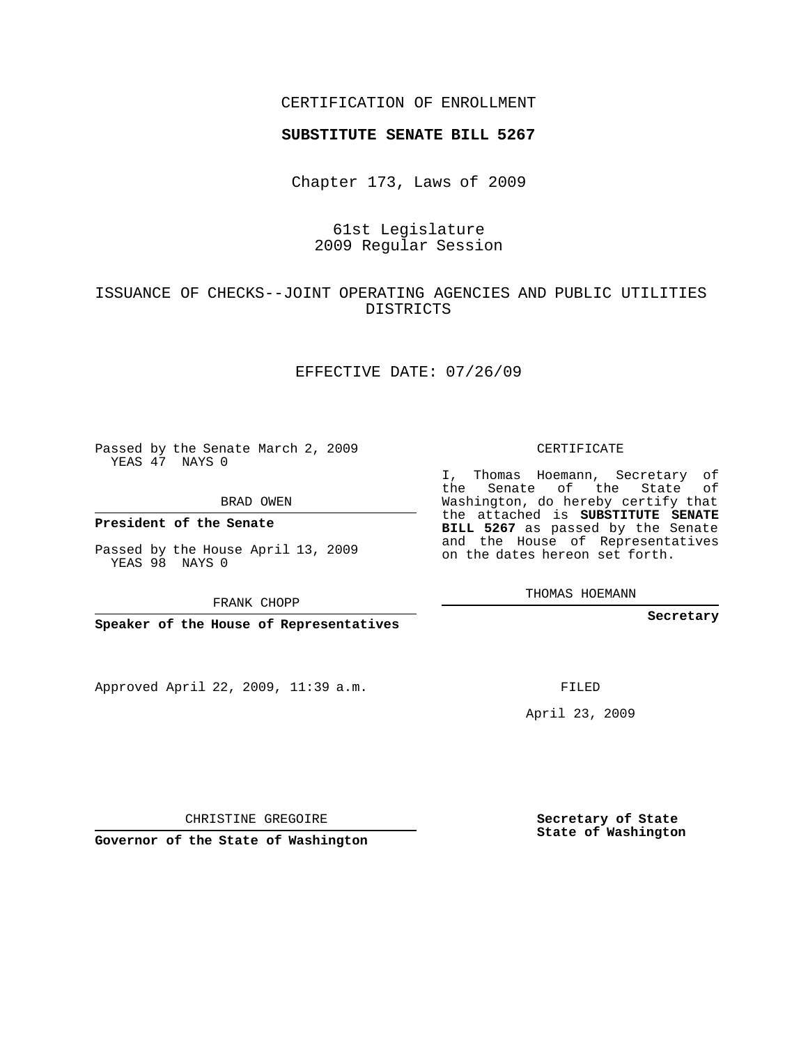CERTIFICATION OF ENROLLMENT

**SUBSTITUTE SENATE BILL 5267**

Chapter 173, Laws of 2009

61st Legislature
2009 Regular Session

ISSUANCE OF CHECKS--JOINT OPERATING AGENCIES AND PUBLIC UTILITIES DISTRICTS

EFFECTIVE DATE: 07/26/09

Passed by the Senate March 2, 2009
YEAS 47 NAYS 0

BRAD OWEN

**President of the Senate**

Passed by the House April 13, 2009
YEAS 98 NAYS 0

FRANK CHOPP

**Speaker of the House of Representatives**

CERTIFICATE

I, Thomas Hoemann, Secretary of the Senate of the State of Washington, do hereby certify that the attached is **SUBSTITUTE SENATE BILL 5267** as passed by the Senate and the House of Representatives on the dates hereon set forth.

THOMAS HOEMANN

**Secretary**

Approved April 22, 2009, 11:39 a.m.

FILED

April 23, 2009

CHRISTINE GREGOIRE

**Governor of the State of Washington**

**Secretary of State**
**State of Washington**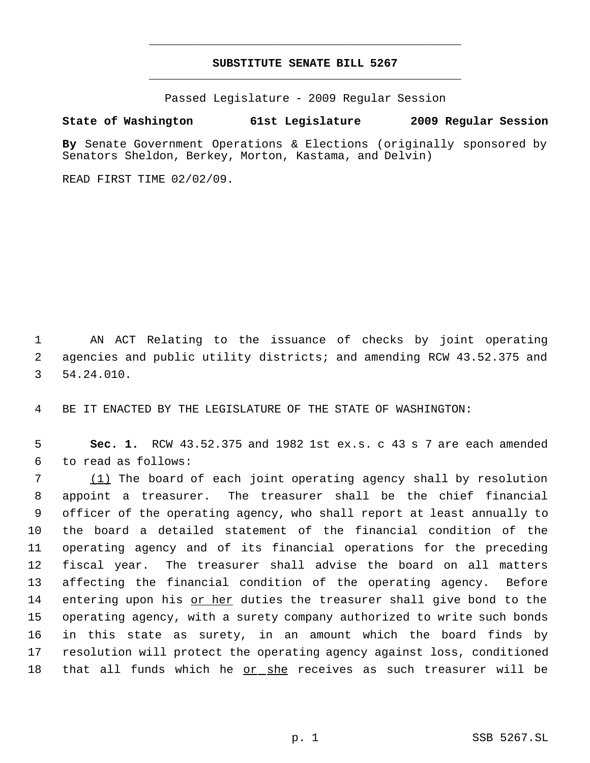# SUBSTITUTE SENATE BILL 5267

Passed Legislature - 2009 Regular Session

**State of Washington 61st Legislature 2009 Regular Session**

**By** Senate Government Operations & Elections (originally sponsored by Senators Sheldon, Berkey, Morton, Kastama, and Delvin)

READ FIRST TIME 02/02/09.

AN ACT Relating to the issuance of checks by joint operating agencies and public utility districts; and amending RCW 43.52.375 and 54.24.010.

BE IT ENACTED BY THE LEGISLATURE OF THE STATE OF WASHINGTON:

**Sec. 1.** RCW 43.52.375 and 1982 1st ex.s. c 43 s 7 are each amended to read as follows:

(1) The board of each joint operating agency shall by resolution appoint a treasurer. The treasurer shall be the chief financial officer of the operating agency, who shall report at least annually to the board a detailed statement of the financial condition of the operating agency and of its financial operations for the preceding fiscal year. The treasurer shall advise the board on all matters affecting the financial condition of the operating agency. Before entering upon his or her duties the treasurer shall give bond to the operating agency, with a surety company authorized to write such bonds in this state as surety, in an amount which the board finds by resolution will protect the operating agency against loss, conditioned that all funds which he or she receives as such treasurer will be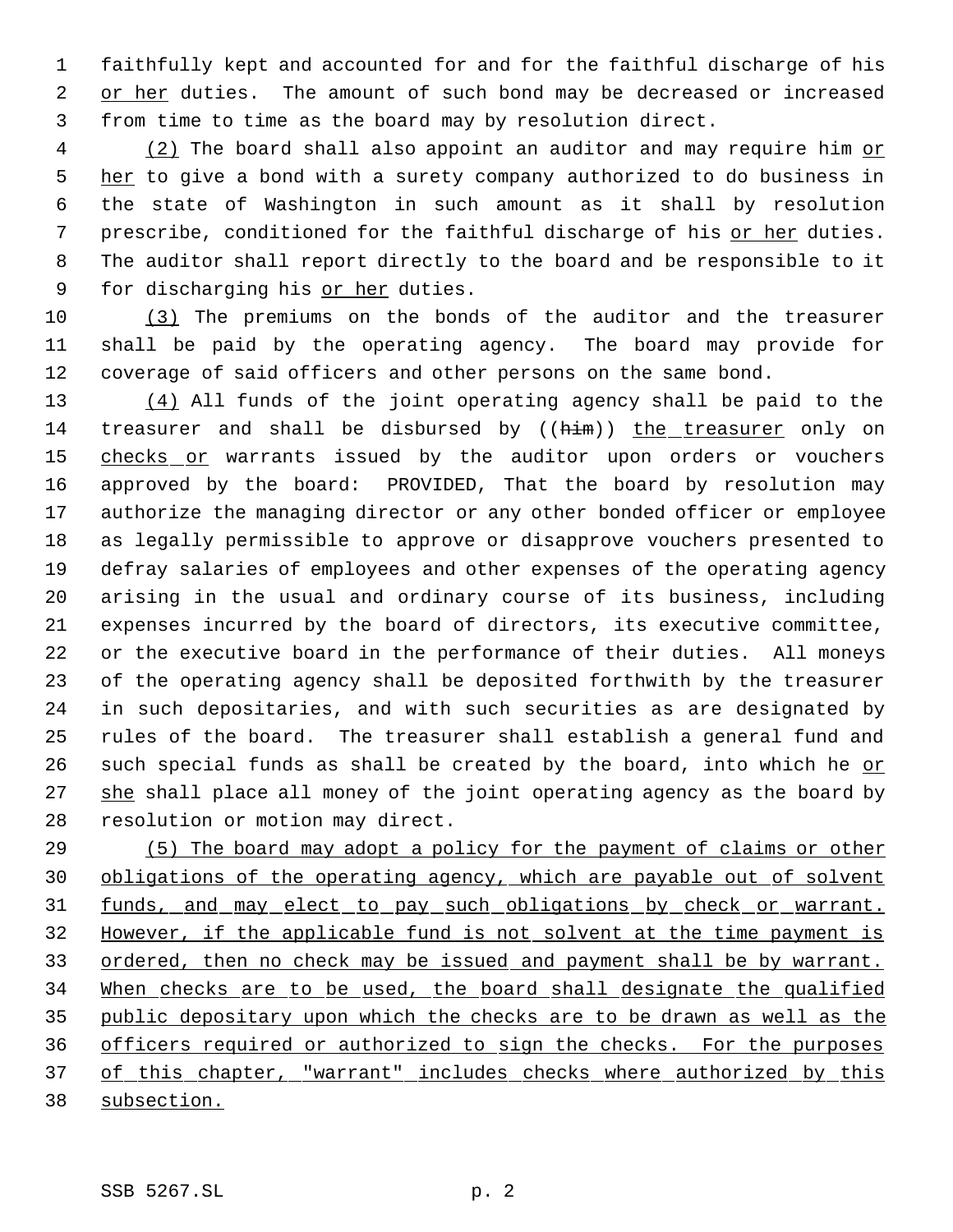faithfully kept and accounted for and for the faithful discharge of his or her duties. The amount of such bond may be decreased or increased from time to time as the board may by resolution direct.

(2) The board shall also appoint an auditor and may require him or her to give a bond with a surety company authorized to do business in the state of Washington in such amount as it shall by resolution prescribe, conditioned for the faithful discharge of his or her duties. The auditor shall report directly to the board and be responsible to it for discharging his or her duties.

(3) The premiums on the bonds of the auditor and the treasurer shall be paid by the operating agency. The board may provide for coverage of said officers and other persons on the same bond.

(4) All funds of the joint operating agency shall be paid to the treasurer and shall be disbursed by ((~~him~~)) the treasurer only on checks or warrants issued by the auditor upon orders or vouchers approved by the board: PROVIDED, That the board by resolution may authorize the managing director or any other bonded officer or employee as legally permissible to approve or disapprove vouchers presented to defray salaries of employees and other expenses of the operating agency arising in the usual and ordinary course of its business, including expenses incurred by the board of directors, its executive committee, or the executive board in the performance of their duties. All moneys of the operating agency shall be deposited forthwith by the treasurer in such depositaries, and with such securities as are designated by rules of the board. The treasurer shall establish a general fund and such special funds as shall be created by the board, into which he or she shall place all money of the joint operating agency as the board by resolution or motion may direct.

(5) The board may adopt a policy for the payment of claims or other obligations of the operating agency, which are payable out of solvent funds, and may elect to pay such obligations by check or warrant. However, if the applicable fund is not solvent at the time payment is ordered, then no check may be issued and payment shall be by warrant. When checks are to be used, the board shall designate the qualified public depositary upon which the checks are to be drawn as well as the officers required or authorized to sign the checks. For the purposes of this chapter, "warrant" includes checks where authorized by this subsection.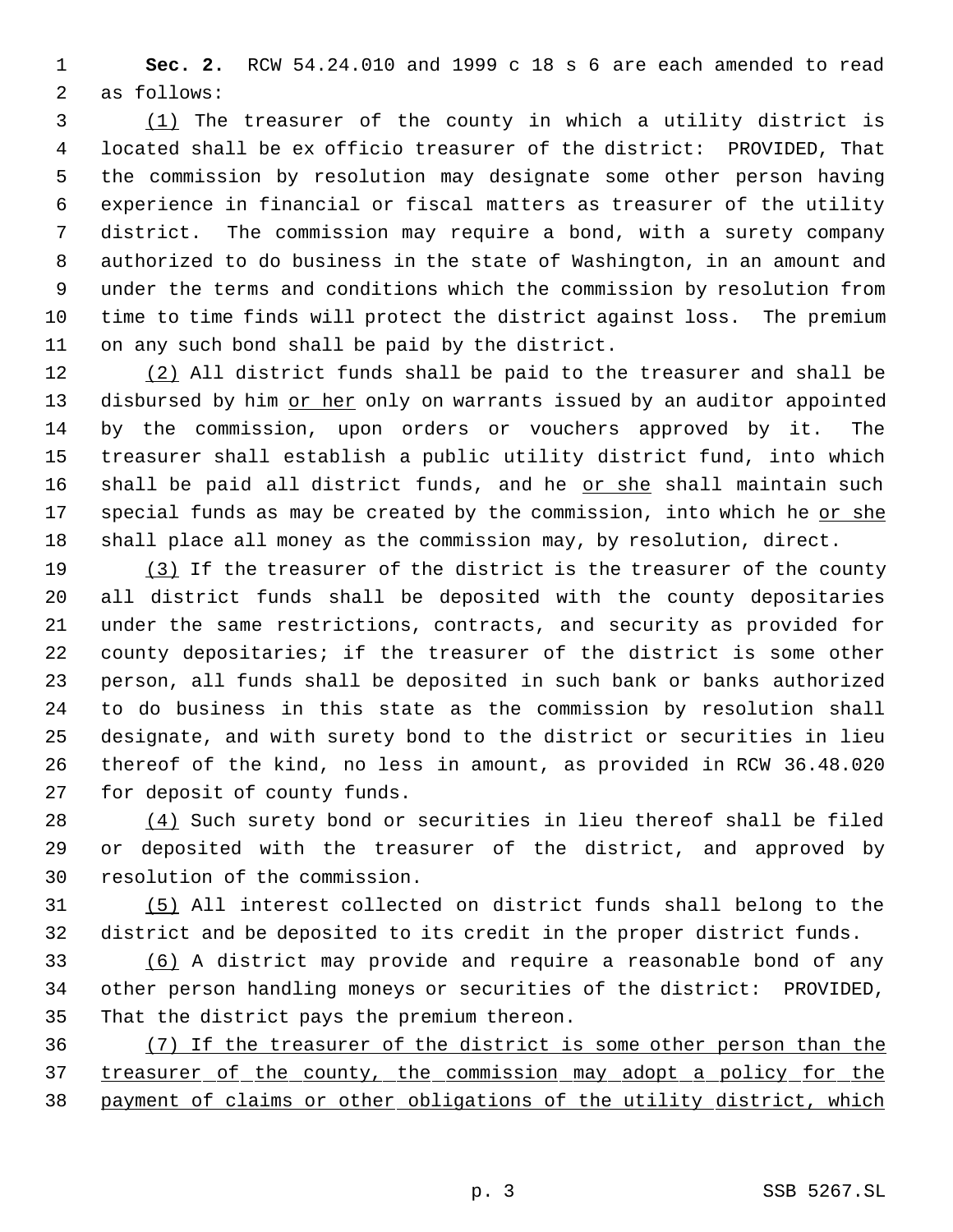**Sec. 2.** RCW 54.24.010 and 1999 c 18 s 6 are each amended to read as follows:

<u>(1)</u> The treasurer of the county in which a utility district is located shall be ex officio treasurer of the district: PROVIDED, That the commission by resolution may designate some other person having experience in financial or fiscal matters as treasurer of the utility district. The commission may require a bond, with a surety company authorized to do business in the state of Washington, in an amount and under the terms and conditions which the commission by resolution from time to time finds will protect the district against loss. The premium on any such bond shall be paid by the district.

<u>(2)</u> All district funds shall be paid to the treasurer and shall be disbursed by him <u>or her</u> only on warrants issued by an auditor appointed by the commission, upon orders or vouchers approved by it. The treasurer shall establish a public utility district fund, into which shall be paid all district funds, and he <u>or she</u> shall maintain such special funds as may be created by the commission, into which he <u>or she</u> shall place all money as the commission may, by resolution, direct.

<u>(3)</u> If the treasurer of the district is the treasurer of the county all district funds shall be deposited with the county depositaries under the same restrictions, contracts, and security as provided for county depositaries; if the treasurer of the district is some other person, all funds shall be deposited in such bank or banks authorized to do business in this state as the commission by resolution shall designate, and with surety bond to the district or securities in lieu thereof of the kind, no less in amount, as provided in RCW 36.48.020 for deposit of county funds.

<u>(4)</u> Such surety bond or securities in lieu thereof shall be filed or deposited with the treasurer of the district, and approved by resolution of the commission.

<u>(5)</u> All interest collected on district funds shall belong to the district and be deposited to its credit in the proper district funds.

<u>(6)</u> A district may provide and require a reasonable bond of any other person handling moneys or securities of the district: PROVIDED, That the district pays the premium thereon.

<u>(7) If the treasurer of the district is some other person than the treasurer of the county, the commission may adopt a policy for the payment of claims or other obligations of the utility district, which</u>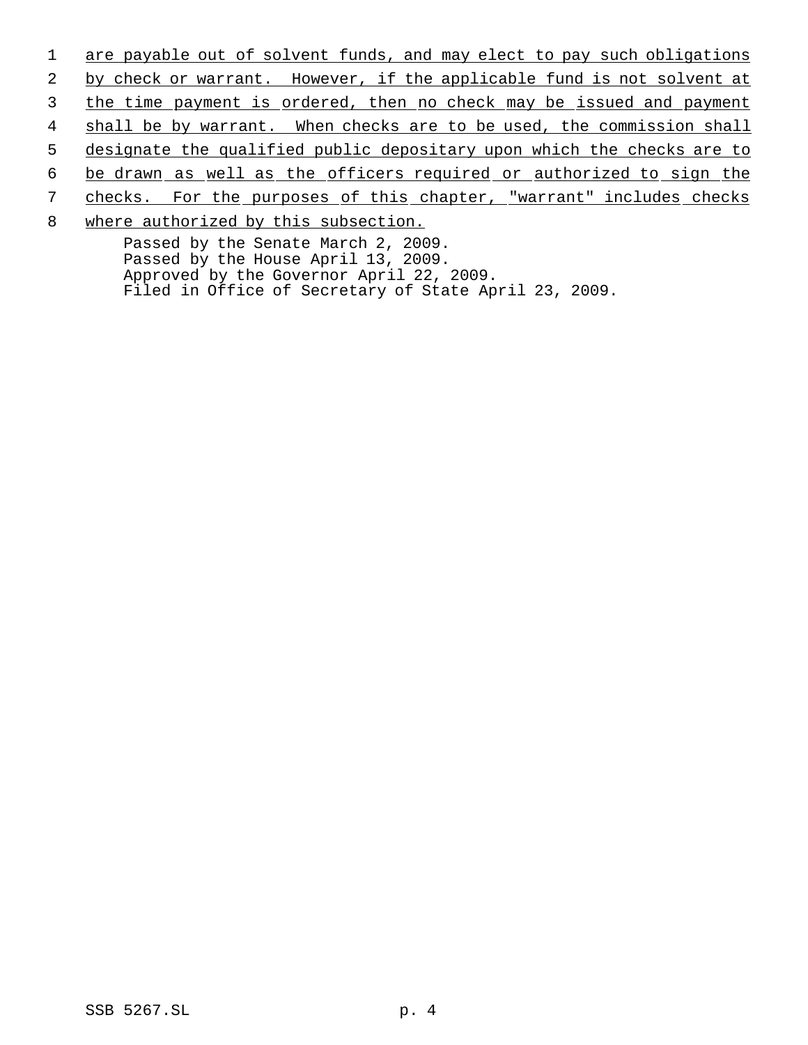are payable out of solvent funds, and may elect to pay such obligations by check or warrant. However, if the applicable fund is not solvent at the time payment is ordered, then no check may be issued and payment shall be by warrant. When checks are to be used, the commission shall designate the qualified public depositary upon which the checks are to be drawn as well as the officers required or authorized to sign the checks. For the purposes of this chapter, "warrant" includes checks where authorized by this subsection.

Passed by the Senate March 2, 2009.
Passed by the House April 13, 2009.
Approved by the Governor April 22, 2009.
Filed in Office of Secretary of State April 23, 2009.